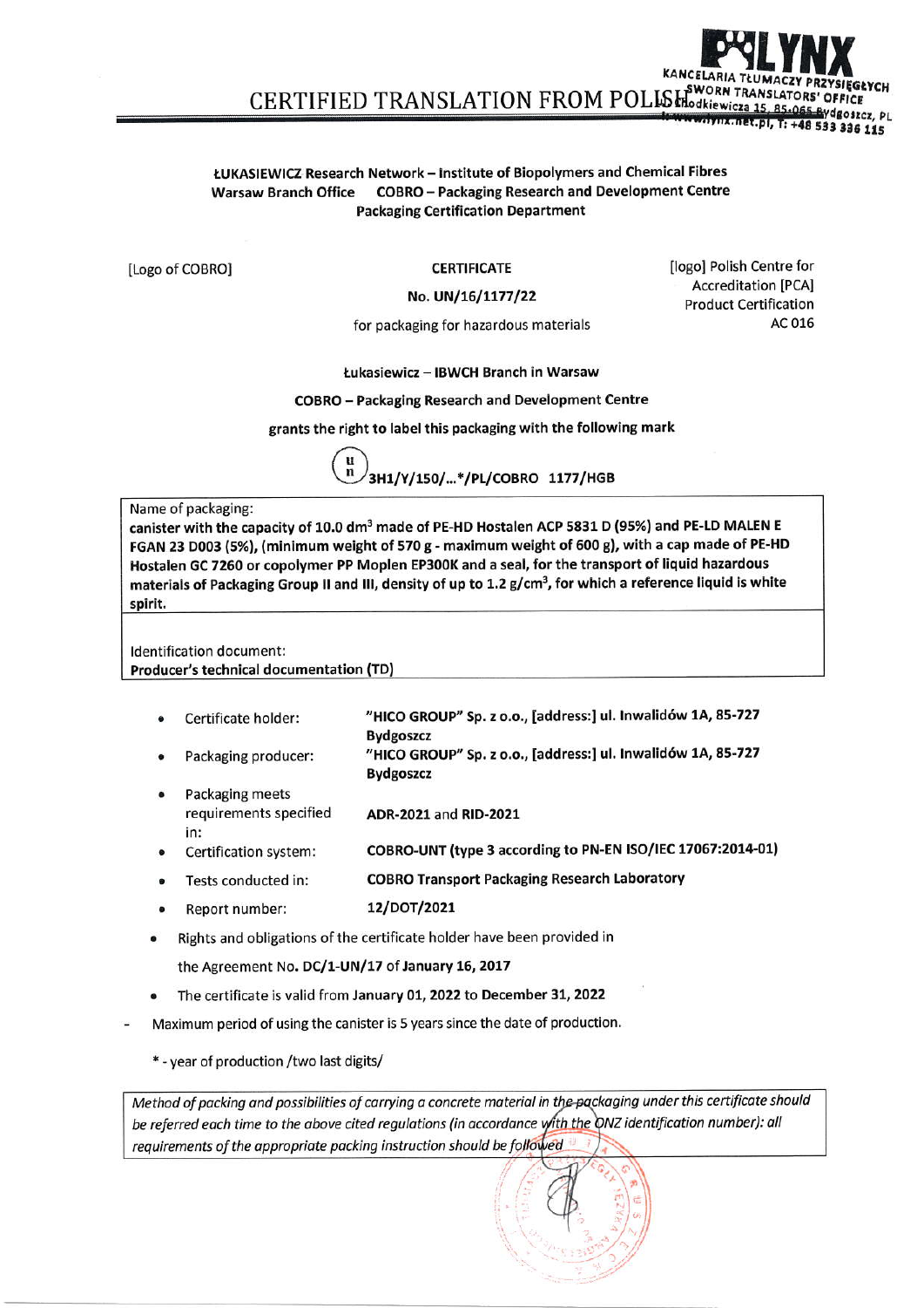CERTIFIED TRANSLATION FROM POLISH

KANCELARIA TŁUMACZY PRZYSIĘGŁYCH SWORN TRANSLATORS' OFFICE Chodkiewicza 15, 85-065 Bydgoszcz, PL www.lynx.net.pl, T: +48 533 336 115

**ŁUKASIEWICZ Research Network – Institute of Biopolymers and Chemical Fibres**
**Warsaw Branch Office COBRO – Packaging Research and Development Centre**
**Packaging Certification Department**

[Logo of COBRO]

**CERTIFICATE**

**No. UN/16/1177/22**

for packaging for hazardous materials

[logo] Polish Centre for Accreditation [PCA] Product Certification AC 016

**Łukasiewicz – IBWCH Branch in Warsaw**

**COBRO – Packaging Research and Development Centre**

**grants the right to label this packaging with the following mark**

**(u/n) 3H1/Y/150/...*/PL/COBRO 1177/HGB**

| Name of packaging: **canister with the capacity of 10.0 dm$^3$ made of PE-HD Hostalen ACP 5831 D (95%) and PE-LD MALEN E FGAN 23 D003 (5%), (minimum weight of 570 g - maximum weight of 600 g), with a cap made of PE-HD Hostalen GC 7260 or copolymer PP Moplen EP300K and a seal, for the transport of liquid hazardous materials of Packaging Group II and III, density of up to 1.2 g/cm$^3$, for which a reference liquid is white spirit.** |
|---|
| Identification document: **Producer's technical documentation (TD)** |

- Certificate holder: **"HICO GROUP" Sp. z o.o., [address:] ul. Inwalidów 1A, 85-727 Bydgoszcz**
- Packaging producer: **"HICO GROUP" Sp. z o.o., [address:] ul. Inwalidów 1A, 85-727 Bydgoszcz**
- Packaging meets requirements specified in: **ADR-2021 and RID-2021**
- Certification system: **COBRO-UNT (type 3 according to PN-EN ISO/IEC 17067:2014-01)**
- Tests conducted in: **COBRO Transport Packaging Research Laboratory**
- Report number: **12/DOT/2021**
- Rights and obligations of the certificate holder have been provided in the Agreement No. **DC/1-UN/17** of **January 16, 2017**
- The certificate is valid from **January 01, 2022** to **December 31, 2022**

- Maximum period of using the canister is 5 years since the date of production.

\* - year of production /two last digits/

| *Method of packing and possibilities of carrying a concrete material in the packaging under this certificate should be referred each time to the above cited regulations (in accordance with the ONZ identification number): all requirements of the appropriate packing instruction should be followed* |
|---|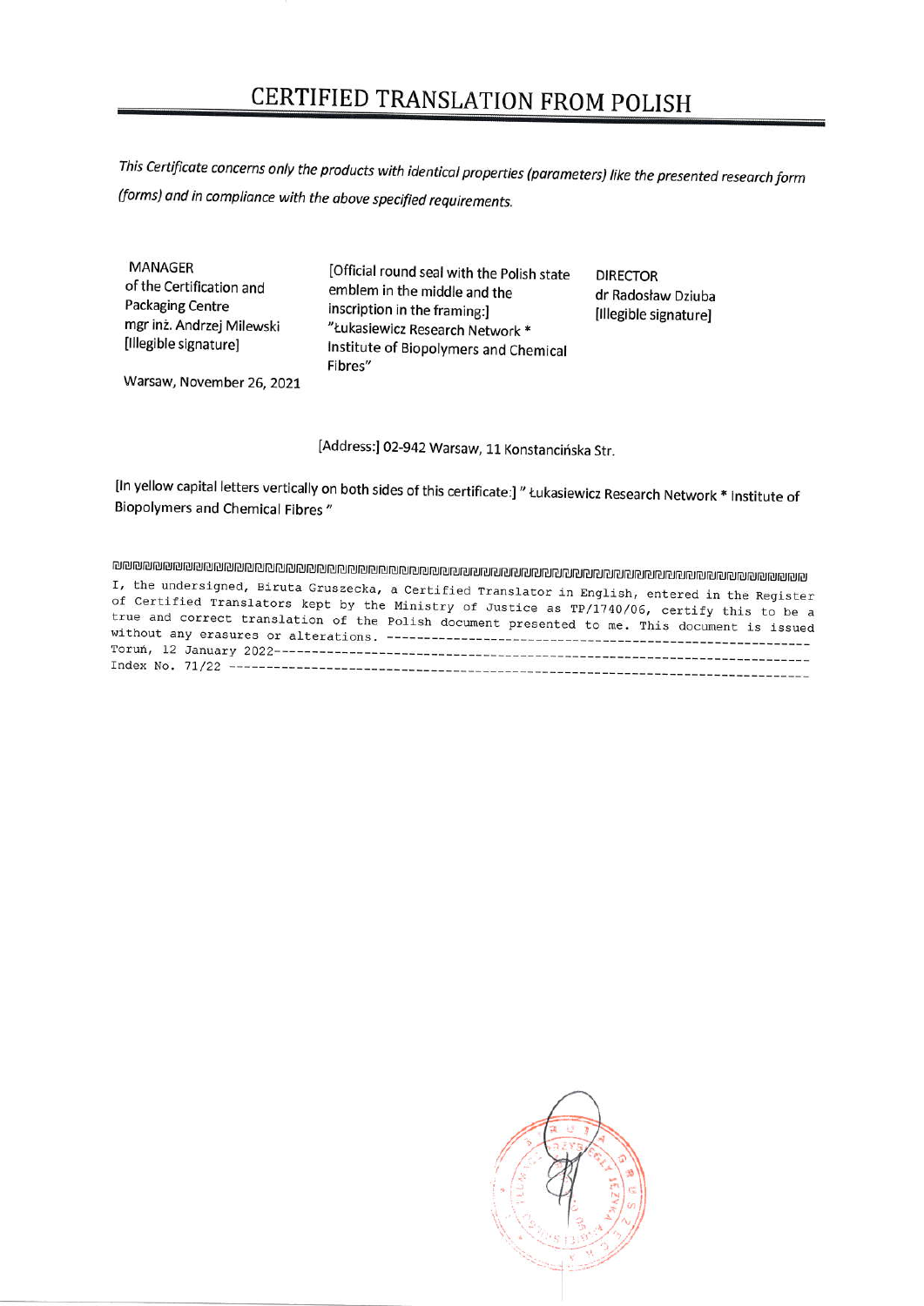# CERTIFIED TRANSLATION FROM POLISH

*This Certificate concerns only the products with identical properties (parameters) like the presented research form (forms) and in compliance with the above specified requirements.*

MANAGER
of the Certification and Packaging Centre
mgr inż. Andrzej Milewski
[Illegible signature]

Warsaw, November 26, 2021

[Official round seal with the Polish state emblem in the middle and the inscription in the framing:]
"Łukasiewicz Research Network * Institute of Biopolymers and Chemical Fibres"

DIRECTOR
dr Radosław Dziuba
[Illegible signature]

[Address:] 02-942 Warsaw, 11 Konstancińska Str.

[In yellow capital letters vertically on both sides of this certificate:] " Łukasiewicz Research Network * Institute of Biopolymers and Chemical Fibres "

I, the undersigned, Biruta Gruszecka, a Certified Translator in English, entered in the Register of Certified Translators kept by the Ministry of Justice as TP/1740/06, certify this to be a true and correct translation of the Polish document presented to me. This document is issued without any erasures or alterations. ------------------------------------------------------
Toruń, 12 January 2022--------------------------------------------------------------------
Index No. 71/22 ---------------------------------------------------------------------------